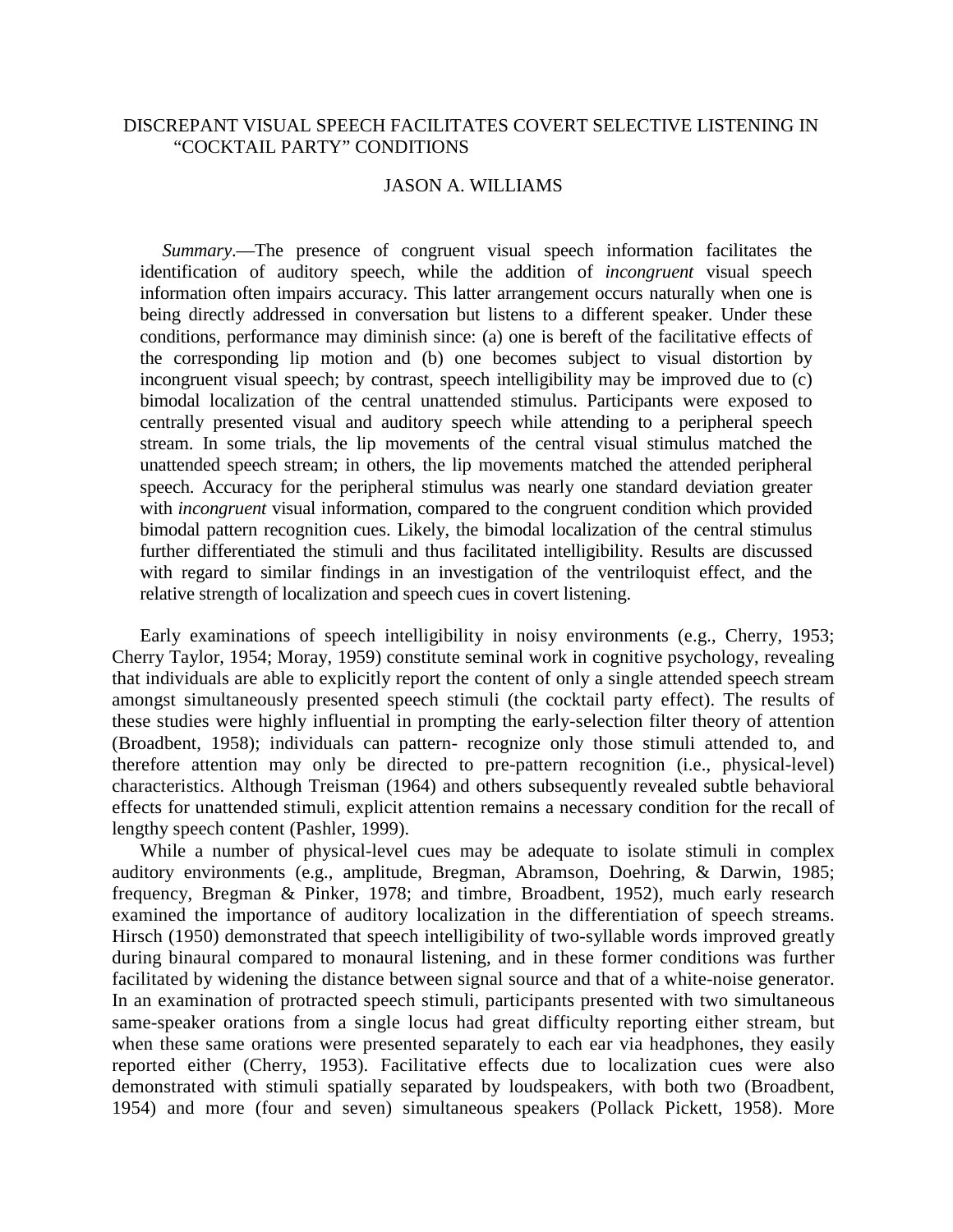# DISCREPANT VISUAL SPEECH FACILITATES COVERT SELECTIVE LISTENING IN "COCKTAIL PARTY" CONDITIONS

JASON A. WILLIAMS

*Summary*.—The presence of congruent visual speech information facilitates the identification of auditory speech, while the addition of *incongruent* visual speech information often impairs accuracy. This latter arrangement occurs naturally when one is being directly addressed in conversation but listens to a different speaker. Under these conditions, performance may diminish since: (a) one is bereft of the facilitative effects of the corresponding lip motion and (b) one becomes subject to visual distortion by incongruent visual speech; by contrast, speech intelligibility may be improved due to (c) bimodal localization of the central unattended stimulus. Participants were exposed to centrally presented visual and auditory speech while attending to a peripheral speech stream. In some trials, the lip movements of the central visual stimulus matched the unattended speech stream; in others, the lip movements matched the attended peripheral speech. Accuracy for the peripheral stimulus was nearly one standard deviation greater with *incongruent* visual information, compared to the congruent condition which provided bimodal pattern recognition cues. Likely, the bimodal localization of the central stimulus further differentiated the stimuli and thus facilitated intelligibility. Results are discussed with regard to similar findings in an investigation of the ventriloquist effect, and the relative strength of localization and speech cues in covert listening.

Early examinations of speech intelligibility in noisy environments (e.g., Cherry, 1953; Cherry Taylor, 1954; Moray, 1959) constitute seminal work in cognitive psychology, revealing that individuals are able to explicitly report the content of only a single attended speech stream amongst simultaneously presented speech stimuli (the cocktail party effect). The results of these studies were highly influential in prompting the early-selection filter theory of attention (Broadbent, 1958); individuals can pattern- recognize only those stimuli attended to, and therefore attention may only be directed to pre-pattern recognition (i.e., physical-level) characteristics. Although Treisman (1964) and others subsequently revealed subtle behavioral effects for unattended stimuli, explicit attention remains a necessary condition for the recall of lengthy speech content (Pashler, 1999).

While a number of physical-level cues may be adequate to isolate stimuli in complex auditory environments (e.g., amplitude, Bregman, Abramson, Doehring, & Darwin, 1985; frequency, Bregman & Pinker, 1978; and timbre, Broadbent, 1952), much early research examined the importance of auditory localization in the differentiation of speech streams. Hirsch (1950) demonstrated that speech intelligibility of two-syllable words improved greatly during binaural compared to monaural listening, and in these former conditions was further facilitated by widening the distance between signal source and that of a white-noise generator. In an examination of protracted speech stimuli, participants presented with two simultaneous same-speaker orations from a single locus had great difficulty reporting either stream, but when these same orations were presented separately to each ear via headphones, they easily reported either (Cherry, 1953). Facilitative effects due to localization cues were also demonstrated with stimuli spatially separated by loudspeakers, with both two (Broadbent, 1954) and more (four and seven) simultaneous speakers (Pollack Pickett, 1958). More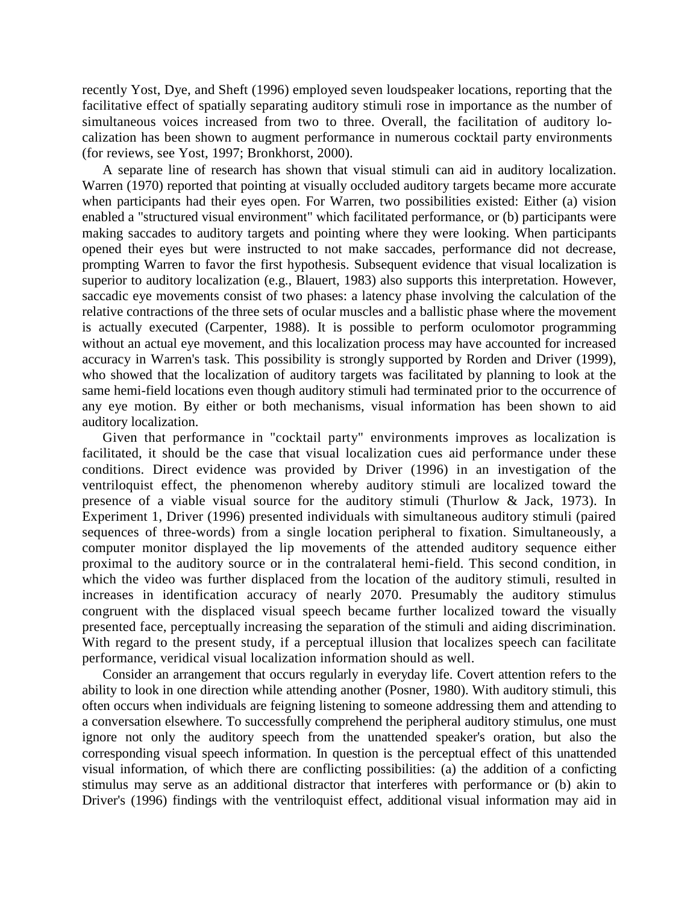recently Yost, Dye, and Sheft (1996) employed seven loudspeaker locations, reporting that the facilitative effect of spatially separating auditory stimuli rose in importance as the number of simultaneous voices increased from two to three. Overall, the facilitation of auditory localization has been shown to augment performance in numerous cocktail party environments (for reviews, see Yost, 1997; Bronkhorst, 2000).

A separate line of research has shown that visual stimuli can aid in auditory localization. Warren (1970) reported that pointing at visually occluded auditory targets became more accurate when participants had their eyes open. For Warren, two possibilities existed: Either (a) vision enabled a "structured visual environment" which facilitated performance, or (b) participants were making saccades to auditory targets and pointing where they were looking. When participants opened their eyes but were instructed to not make saccades, performance did not decrease, prompting Warren to favor the first hypothesis. Subsequent evidence that visual localization is superior to auditory localization (e.g., Blauert, 1983) also supports this interpretation. However, saccadic eye movements consist of two phases: a latency phase involving the calculation of the relative contractions of the three sets of ocular muscles and a ballistic phase where the movement is actually executed (Carpenter, 1988). It is possible to perform oculomotor programming without an actual eye movement, and this localization process may have accounted for increased accuracy in Warren's task. This possibility is strongly supported by Rorden and Driver (1999), who showed that the localization of auditory targets was facilitated by planning to look at the same hemi-field locations even though auditory stimuli had terminated prior to the occurrence of any eye motion. By either or both mechanisms, visual information has been shown to aid auditory localization.

Given that performance in "cocktail party" environments improves as localization is facilitated, it should be the case that visual localization cues aid performance under these conditions. Direct evidence was provided by Driver (1996) in an investigation of the ventriloquist effect, the phenomenon whereby auditory stimuli are localized toward the presence of a viable visual source for the auditory stimuli (Thurlow & Jack, 1973). In Experiment 1, Driver (1996) presented individuals with simultaneous auditory stimuli (paired sequences of three-words) from a single location peripheral to fixation. Simultaneously, a computer monitor displayed the lip movements of the attended auditory sequence either proximal to the auditory source or in the contralateral hemi-field. This second condition, in which the video was further displaced from the location of the auditory stimuli, resulted in increases in identification accuracy of nearly 2070. Presumably the auditory stimulus congruent with the displaced visual speech became further localized toward the visually presented face, perceptually increasing the separation of the stimuli and aiding discrimination. With regard to the present study, if a perceptual illusion that localizes speech can facilitate performance, veridical visual localization information should as well.

Consider an arrangement that occurs regularly in everyday life. Covert attention refers to the ability to look in one direction while attending another (Posner, 1980). With auditory stimuli, this often occurs when individuals are feigning listening to someone addressing them and attending to a conversation elsewhere. To successfully comprehend the peripheral auditory stimulus, one must ignore not only the auditory speech from the unattended speaker's oration, but also the corresponding visual speech information. In question is the perceptual effect of this unattended visual information, of which there are conflicting possibilities: (a) the addition of a conficting stimulus may serve as an additional distractor that interferes with performance or (b) akin to Driver's (1996) findings with the ventriloquist effect, additional visual information may aid in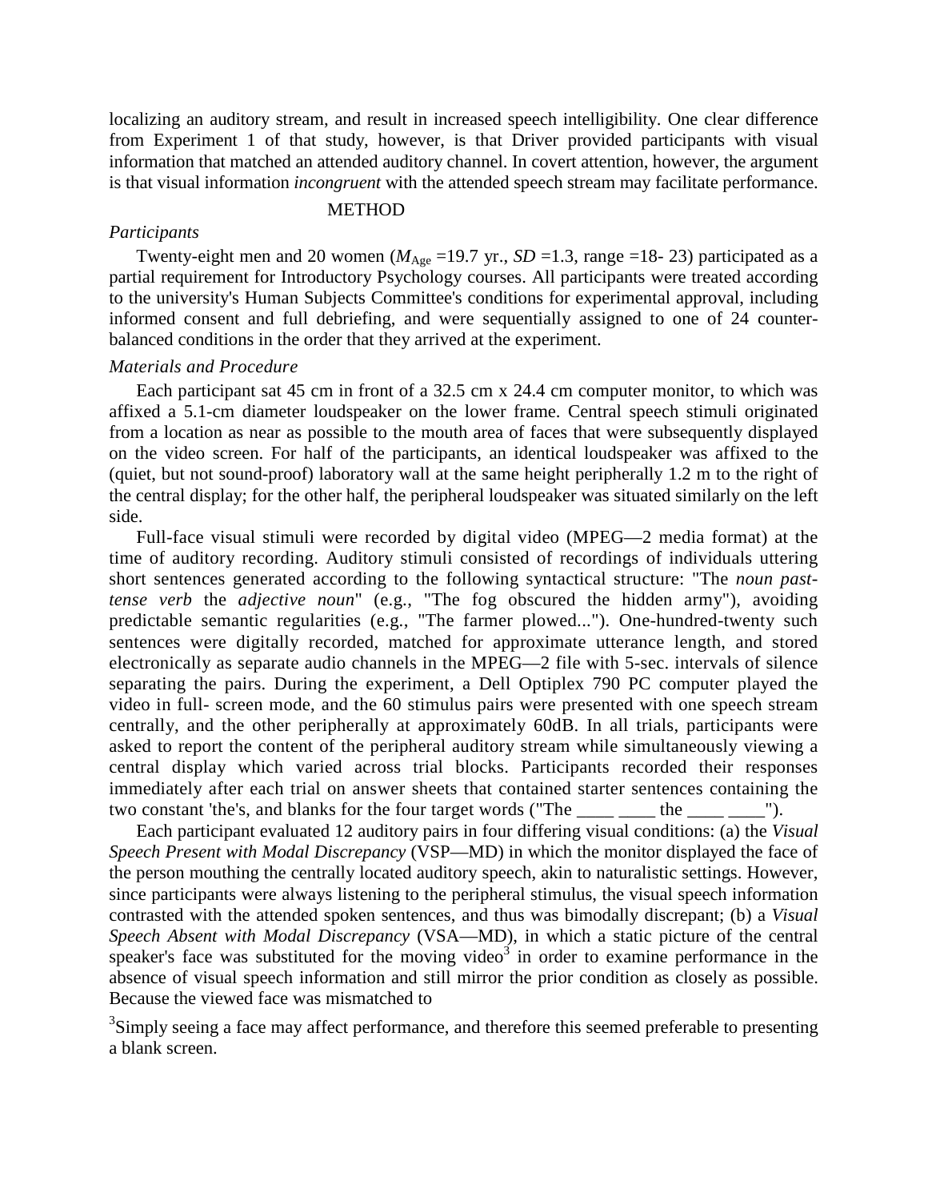localizing an auditory stream, and result in increased speech intelligibility. One clear difference from Experiment 1 of that study, however, is that Driver provided participants with visual information that matched an attended auditory channel. In covert attention, however, the argument is that visual information *incongruent* with the attended speech stream may facilitate performance.

## METHOD

### *Participants*

Twenty-eight men and 20 women ($M_{Age}$ =19.7 yr., *SD* =1.3, range =18- 23) participated as a partial requirement for Introductory Psychology courses. All participants were treated according to the university's Human Subjects Committee's conditions for experimental approval, including informed consent and full debriefing, and were sequentially assigned to one of 24 counter-balanced conditions in the order that they arrived at the experiment.

### *Materials and Procedure*

Each participant sat 45 cm in front of a 32.5 cm x 24.4 cm computer monitor, to which was affixed a 5.1-cm diameter loudspeaker on the lower frame. Central speech stimuli originated from a location as near as possible to the mouth area of faces that were subsequently displayed on the video screen. For half of the participants, an identical loudspeaker was affixed to the (quiet, but not sound-proof) laboratory wall at the same height peripherally 1.2 m to the right of the central display; for the other half, the peripheral loudspeaker was situated similarly on the left side.

Full-face visual stimuli were recorded by digital video (MPEG—2 media format) at the time of auditory recording. Auditory stimuli consisted of recordings of individuals uttering short sentences generated according to the following syntactical structure: "The *noun past-tense verb* the *adjective noun*" (e.g., "The fog obscured the hidden army"), avoiding predictable semantic regularities (e.g., "The farmer plowed..."). One-hundred-twenty such sentences were digitally recorded, matched for approximate utterance length, and stored electronically as separate audio channels in the MPEG—2 file with 5-sec. intervals of silence separating the pairs. During the experiment, a Dell Optiplex 790 PC computer played the video in full- screen mode, and the 60 stimulus pairs were presented with one speech stream centrally, and the other peripherally at approximately 60dB. In all trials, participants were asked to report the content of the peripheral auditory stream while simultaneously viewing a central display which varied across trial blocks. Participants recorded their responses immediately after each trial on answer sheets that contained starter sentences containing the two constant 'the's, and blanks for the four target words ("The ____ ____ the ____ ____").

Each participant evaluated 12 auditory pairs in four differing visual conditions: (a) the *Visual Speech Present with Modal Discrepancy* (VSP—MD) in which the monitor displayed the face of the person mouthing the centrally located auditory speech, akin to naturalistic settings. However, since participants were always listening to the peripheral stimulus, the visual speech information contrasted with the attended spoken sentences, and thus was bimodally discrepant; (b) a *Visual Speech Absent with Modal Discrepancy* (VSA—MD), in which a static picture of the central speaker's face was substituted for the moving video[3] in order to examine performance in the absence of visual speech information and still mirror the prior condition as closely as possible. Because the viewed face was mismatched to

[3]Simply seeing a face may affect performance, and therefore this seemed preferable to presenting a blank screen.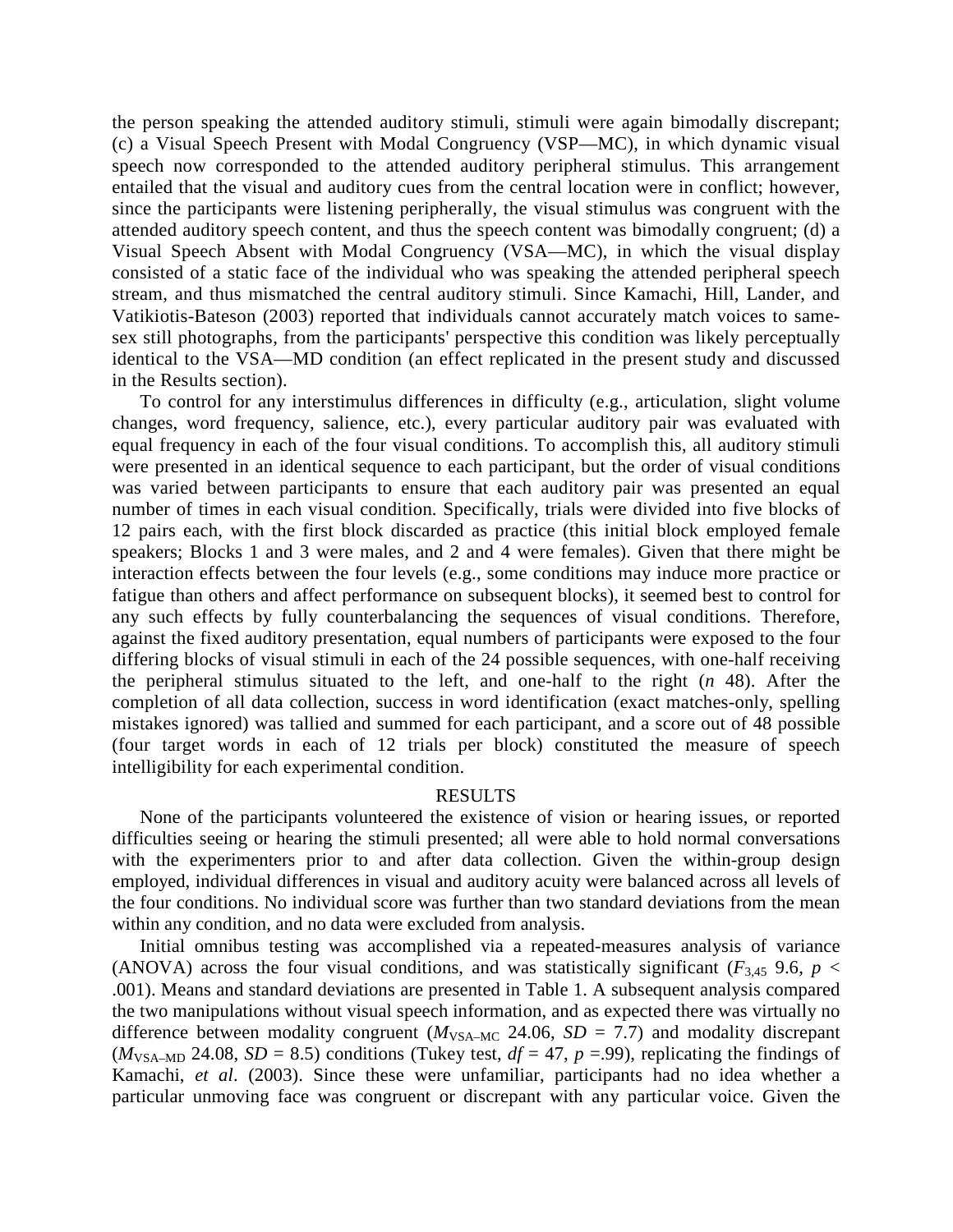the person speaking the attended auditory stimuli, stimuli were again bimodally discrepant; (c) a Visual Speech Present with Modal Congruency (VSP—MC), in which dynamic visual speech now corresponded to the attended auditory peripheral stimulus. This arrangement entailed that the visual and auditory cues from the central location were in conflict; however, since the participants were listening peripherally, the visual stimulus was congruent with the attended auditory speech content, and thus the speech content was bimodally congruent; (d) a Visual Speech Absent with Modal Congruency (VSA—MC), in which the visual display consisted of a static face of the individual who was speaking the attended peripheral speech stream, and thus mismatched the central auditory stimuli. Since Kamachi, Hill, Lander, and Vatikiotis-Bateson (2003) reported that individuals cannot accurately match voices to same-sex still photographs, from the participants' perspective this condition was likely perceptually identical to the VSA—MD condition (an effect replicated in the present study and discussed in the Results section).

To control for any interstimulus differences in difficulty (e.g., articulation, slight volume changes, word frequency, salience, etc.), every particular auditory pair was evaluated with equal frequency in each of the four visual conditions. To accomplish this, all auditory stimuli were presented in an identical sequence to each participant, but the order of visual conditions was varied between participants to ensure that each auditory pair was presented an equal number of times in each visual condition. Specifically, trials were divided into five blocks of 12 pairs each, with the first block discarded as practice (this initial block employed female speakers; Blocks 1 and 3 were males, and 2 and 4 were females). Given that there might be interaction effects between the four levels (e.g., some conditions may induce more practice or fatigue than others and affect performance on subsequent blocks), it seemed best to control for any such effects by fully counterbalancing the sequences of visual conditions. Therefore, against the fixed auditory presentation, equal numbers of participants were exposed to the four differing blocks of visual stimuli in each of the 24 possible sequences, with one-half receiving the peripheral stimulus situated to the left, and one-half to the right (*n* 48). After the completion of all data collection, success in word identification (exact matches-only, spelling mistakes ignored) was tallied and summed for each participant, and a score out of 48 possible (four target words in each of 12 trials per block) constituted the measure of speech intelligibility for each experimental condition.

## RESULTS

None of the participants volunteered the existence of vision or hearing issues, or reported difficulties seeing or hearing the stimuli presented; all were able to hold normal conversations with the experimenters prior to and after data collection. Given the within-group design employed, individual differences in visual and auditory acuity were balanced across all levels of the four conditions. No individual score was further than two standard deviations from the mean within any condition, and no data were excluded from analysis.

Initial omnibus testing was accomplished via a repeated-measures analysis of variance (ANOVA) across the four visual conditions, and was statistically significant ($F_{3,45}$ 9.6, $p < .001$). Means and standard deviations are presented in Table 1. A subsequent analysis compared the two manipulations without visual speech information, and as expected there was virtually no difference between modality congruent ($M_{\text{VSA–MC}}$ 24.06, $SD = 7.7$) and modality discrepant ($M_{\text{VSA–MD}}$ 24.08, $SD = 8.5$) conditions (Tukey test, $df = 47$, $p = .99$), replicating the findings of Kamachi, *et al*. (2003). Since these were unfamiliar, participants had no idea whether a particular unmoving face was congruent or discrepant with any particular voice. Given the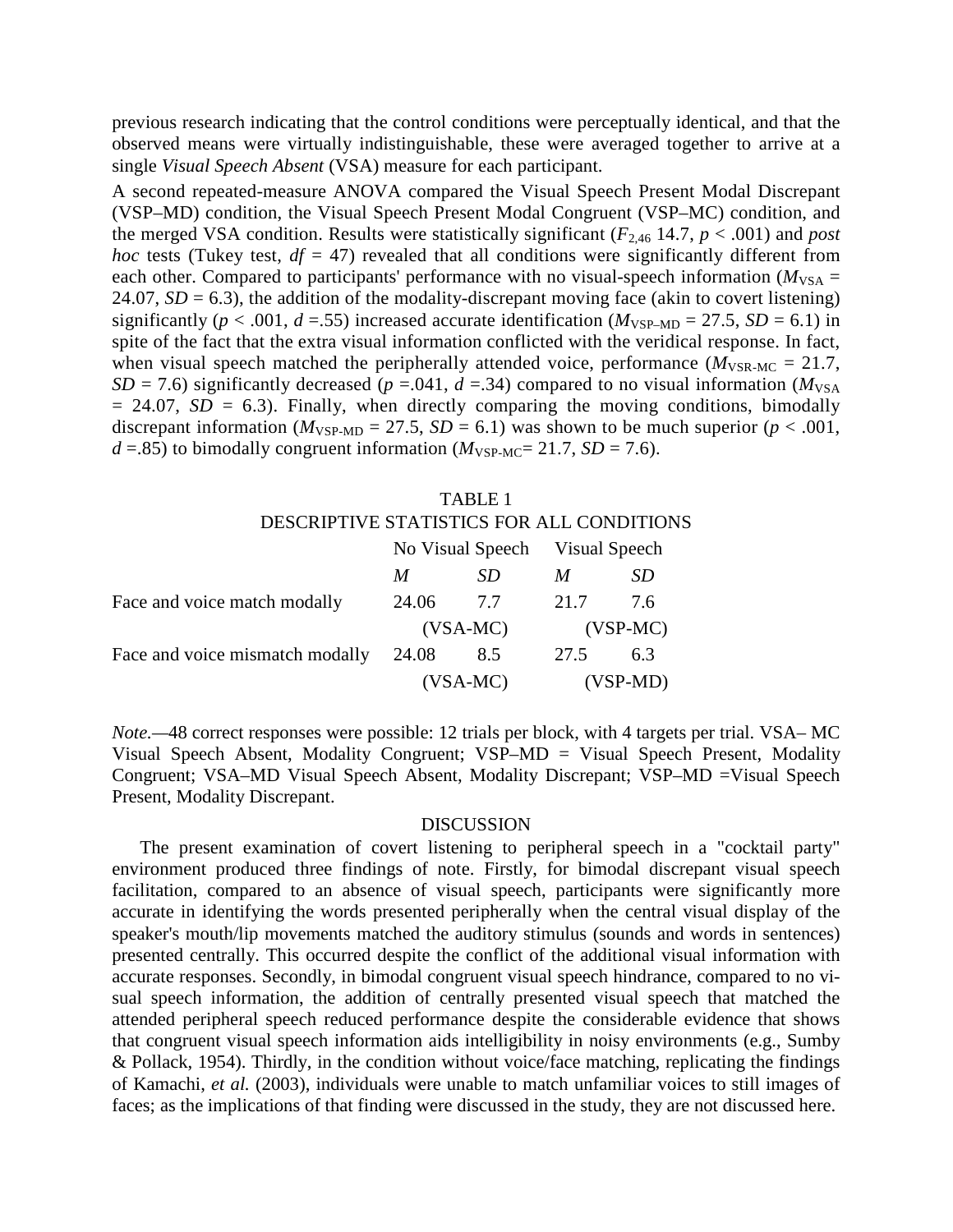previous research indicating that the control conditions were perceptually identical, and that the observed means were virtually indistinguishable, these were averaged together to arrive at a single *Visual Speech Absent* (VSA) measure for each participant.

A second repeated-measure ANOVA compared the Visual Speech Present Modal Discrepant (VSP–MD) condition, the Visual Speech Present Modal Congruent (VSP–MC) condition, and the merged VSA condition. Results were statistically significant ($F_{2,46}$ 14.7, $p < .001$) and *post hoc* tests (Tukey test, $df = 47$) revealed that all conditions were significantly different from each other. Compared to participants' performance with no visual-speech information ($M_{VSA} = 24.07$, $SD = 6.3$), the addition of the modality-discrepant moving face (akin to covert listening) significantly ($p < .001$, $d = .55$) increased accurate identification ($M_{VSP\text{–}MD} = 27.5$, $SD = 6.1$) in spite of the fact that the extra visual information conflicted with the veridical response. In fact, when visual speech matched the peripherally attended voice, performance ($M_{VSR\text{-}MC} = 21.7$, $SD = 7.6$) significantly decreased ($p = .041$, $d = .34$) compared to no visual information ($M_{VSA} = 24.07$, $SD = 6.3$). Finally, when directly comparing the moving conditions, bimodally discrepant information ($M_{VSP\text{-}MD} = 27.5$, $SD = 6.1$) was shown to be much superior ($p < .001$, $d = .85$) to bimodally congruent information ($M_{VSP\text{-}MC} = 21.7$, $SD = 7.6$).

TABLE 1
DESCRIPTIVE STATISTICS FOR ALL CONDITIONS

| | No Visual Speech | | Visual Speech | |
|---|---|---|---|---|
| | *M* | *SD* | *M* | *SD* |
| Face and voice match modally | 24.06 | 7.7 | 21.7 | 7.6 |
| | (VSA-MC) | | (VSP-MC) | |
| Face and voice mismatch modally | 24.08 | 8.5 | 27.5 | 6.3 |
| | (VSA-MC) | | (VSP-MD) | |

*Note.*—48 correct responses were possible: 12 trials per block, with 4 targets per trial. VSA– MC Visual Speech Absent, Modality Congruent; VSP–MD = Visual Speech Present, Modality Congruent; VSA–MD Visual Speech Absent, Modality Discrepant; VSP–MD =Visual Speech Present, Modality Discrepant.

## DISCUSSION

The present examination of covert listening to peripheral speech in a "cocktail party" environment produced three findings of note. Firstly, for bimodal discrepant visual speech facilitation, compared to an absence of visual speech, participants were significantly more accurate in identifying the words presented peripherally when the central visual display of the speaker's mouth/lip movements matched the auditory stimulus (sounds and words in sentences) presented centrally. This occurred despite the conflict of the additional visual information with accurate responses. Secondly, in bimodal congruent visual speech hindrance, compared to no visual speech information, the addition of centrally presented visual speech that matched the attended peripheral speech reduced performance despite the considerable evidence that shows that congruent visual speech information aids intelligibility in noisy environments (e.g., Sumby & Pollack, 1954). Thirdly, in the condition without voice/face matching, replicating the findings of Kamachi, *et al.* (2003), individuals were unable to match unfamiliar voices to still images of faces; as the implications of that finding were discussed in the study, they are not discussed here.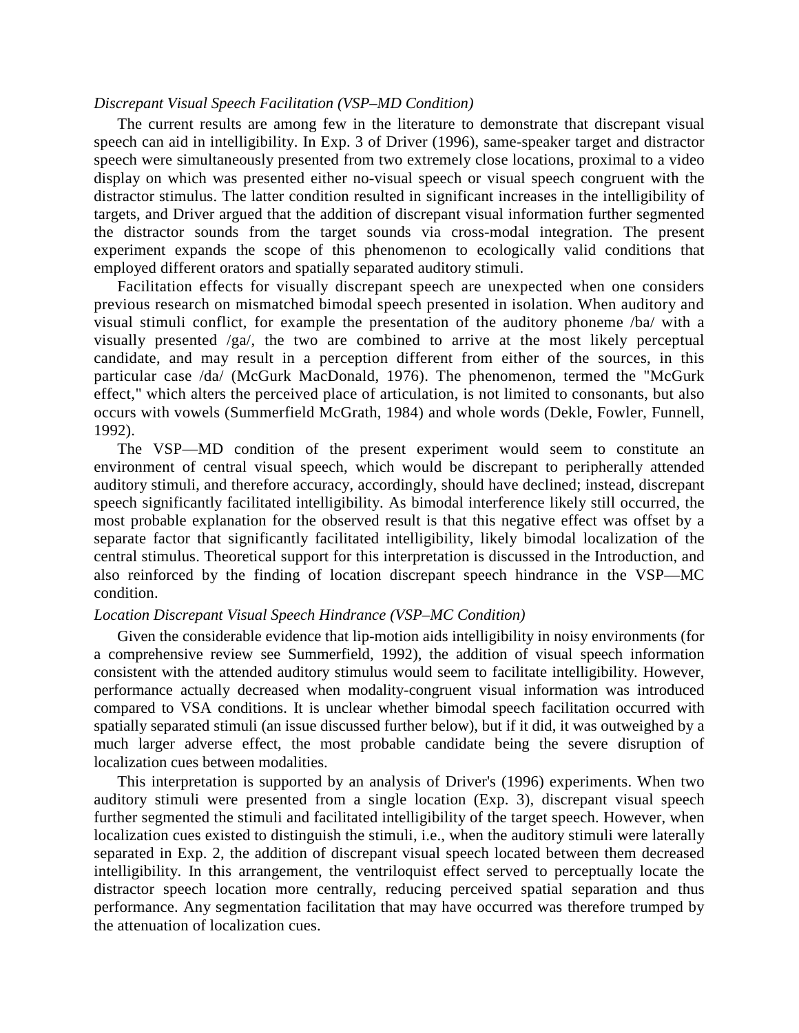*Discrepant Visual Speech Facilitation (VSP–MD Condition)*

The current results are among few in the literature to demonstrate that discrepant visual speech can aid in intelligibility. In Exp. 3 of Driver (1996), same-speaker target and distractor speech were simultaneously presented from two extremely close locations, proximal to a video display on which was presented either no-visual speech or visual speech congruent with the distractor stimulus. The latter condition resulted in significant increases in the intelligibility of targets, and Driver argued that the addition of discrepant visual information further segmented the distractor sounds from the target sounds via cross-modal integration. The present experiment expands the scope of this phenomenon to ecologically valid conditions that employed different orators and spatially separated auditory stimuli.

Facilitation effects for visually discrepant speech are unexpected when one considers previous research on mismatched bimodal speech presented in isolation. When auditory and visual stimuli conflict, for example the presentation of the auditory phoneme /ba/ with a visually presented /ga/, the two are combined to arrive at the most likely perceptual candidate, and may result in a perception different from either of the sources, in this particular case /da/ (McGurk MacDonald, 1976). The phenomenon, termed the "McGurk effect," which alters the perceived place of articulation, is not limited to consonants, but also occurs with vowels (Summerfield McGrath, 1984) and whole words (Dekle, Fowler, Funnell, 1992).

The VSP—MD condition of the present experiment would seem to constitute an environment of central visual speech, which would be discrepant to peripherally attended auditory stimuli, and therefore accuracy, accordingly, should have declined; instead, discrepant speech significantly facilitated intelligibility. As bimodal interference likely still occurred, the most probable explanation for the observed result is that this negative effect was offset by a separate factor that significantly facilitated intelligibility, likely bimodal localization of the central stimulus. Theoretical support for this interpretation is discussed in the Introduction, and also reinforced by the finding of location discrepant speech hindrance in the VSP—MC condition.

*Location Discrepant Visual Speech Hindrance (VSP–MC Condition)*

Given the considerable evidence that lip-motion aids intelligibility in noisy environments (for a comprehensive review see Summerfield, 1992), the addition of visual speech information consistent with the attended auditory stimulus would seem to facilitate intelligibility. However, performance actually decreased when modality-congruent visual information was introduced compared to VSA conditions. It is unclear whether bimodal speech facilitation occurred with spatially separated stimuli (an issue discussed further below), but if it did, it was outweighed by a much larger adverse effect, the most probable candidate being the severe disruption of localization cues between modalities.

This interpretation is supported by an analysis of Driver's (1996) experiments. When two auditory stimuli were presented from a single location (Exp. 3), discrepant visual speech further segmented the stimuli and facilitated intelligibility of the target speech. However, when localization cues existed to distinguish the stimuli, i.e., when the auditory stimuli were laterally separated in Exp. 2, the addition of discrepant visual speech located between them decreased intelligibility. In this arrangement, the ventriloquist effect served to perceptually locate the distractor speech location more centrally, reducing perceived spatial separation and thus performance. Any segmentation facilitation that may have occurred was therefore trumped by the attenuation of localization cues.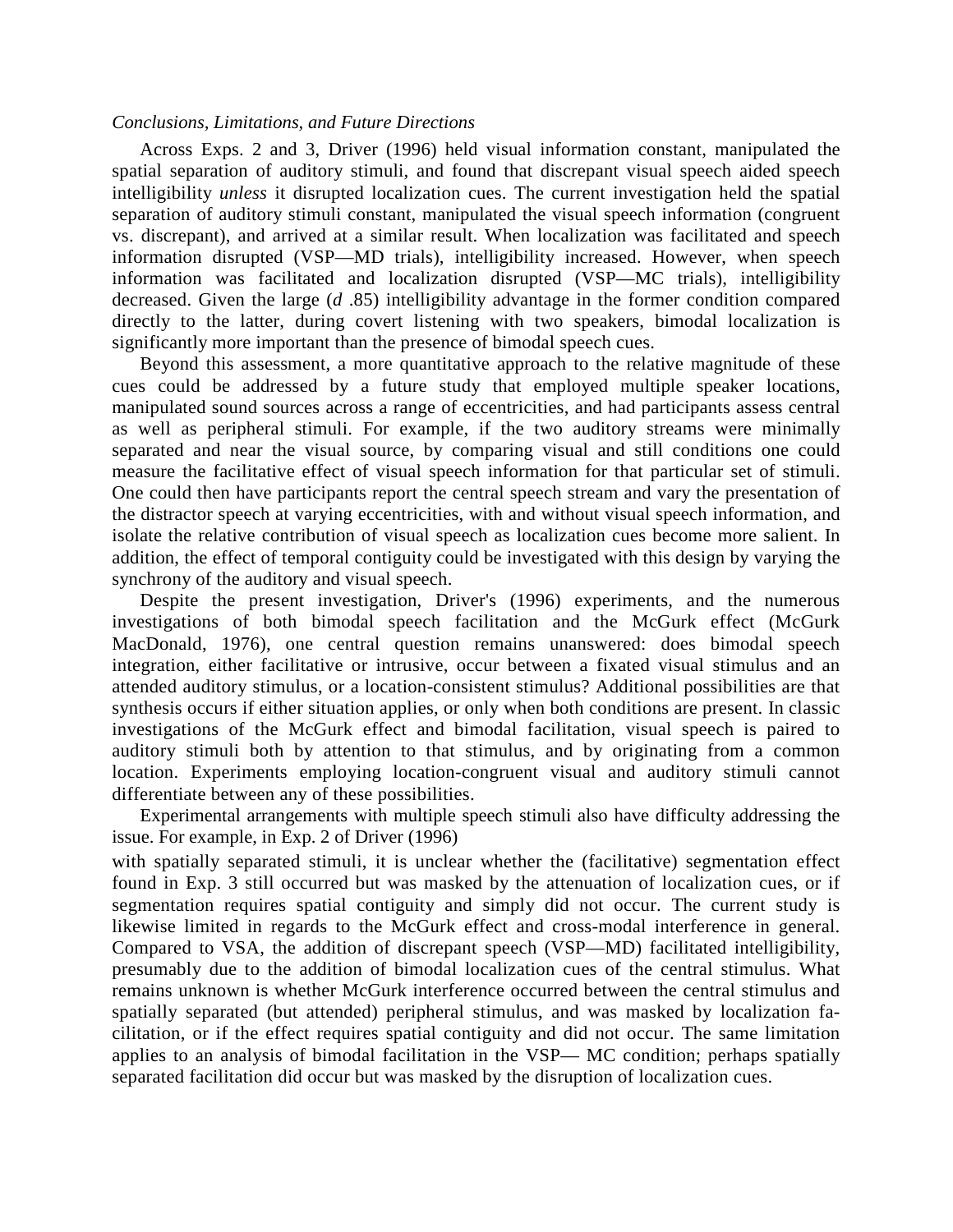*Conclusions, Limitations, and Future Directions*

Across Exps. 2 and 3, Driver (1996) held visual information constant, manipulated the spatial separation of auditory stimuli, and found that discrepant visual speech aided speech intelligibility *unless* it disrupted localization cues. The current investigation held the spatial separation of auditory stimuli constant, manipulated the visual speech information (congruent vs. discrepant), and arrived at a similar result. When localization was facilitated and speech information disrupted (VSP—MD trials), intelligibility increased. However, when speech information was facilitated and localization disrupted (VSP—MC trials), intelligibility decreased. Given the large (*d* .85) intelligibility advantage in the former condition compared directly to the latter, during covert listening with two speakers, bimodal localization is significantly more important than the presence of bimodal speech cues.

Beyond this assessment, a more quantitative approach to the relative magnitude of these cues could be addressed by a future study that employed multiple speaker locations, manipulated sound sources across a range of eccentricities, and had participants assess central as well as peripheral stimuli. For example, if the two auditory streams were minimally separated and near the visual source, by comparing visual and still conditions one could measure the facilitative effect of visual speech information for that particular set of stimuli. One could then have participants report the central speech stream and vary the presentation of the distractor speech at varying eccentricities, with and without visual speech information, and isolate the relative contribution of visual speech as localization cues become more salient. In addition, the effect of temporal contiguity could be investigated with this design by varying the synchrony of the auditory and visual speech.

Despite the present investigation, Driver's (1996) experiments, and the numerous investigations of both bimodal speech facilitation and the McGurk effect (McGurk MacDonald, 1976), one central question remains unanswered: does bimodal speech integration, either facilitative or intrusive, occur between a fixated visual stimulus and an attended auditory stimulus, or a location-consistent stimulus? Additional possibilities are that synthesis occurs if either situation applies, or only when both conditions are present. In classic investigations of the McGurk effect and bimodal facilitation, visual speech is paired to auditory stimuli both by attention to that stimulus, and by originating from a common location. Experiments employing location-congruent visual and auditory stimuli cannot differentiate between any of these possibilities.

Experimental arrangements with multiple speech stimuli also have difficulty addressing the issue. For example, in Exp. 2 of Driver (1996) with spatially separated stimuli, it is unclear whether the (facilitative) segmentation effect found in Exp. 3 still occurred but was masked by the attenuation of localization cues, or if segmentation requires spatial contiguity and simply did not occur. The current study is likewise limited in regards to the McGurk effect and cross-modal interference in general. Compared to VSA, the addition of discrepant speech (VSP—MD) facilitated intelligibility, presumably due to the addition of bimodal localization cues of the central stimulus. What remains unknown is whether McGurk interference occurred between the central stimulus and spatially separated (but attended) peripheral stimulus, and was masked by localization facilitation, or if the effect requires spatial contiguity and did not occur. The same limitation applies to an analysis of bimodal facilitation in the VSP— MC condition; perhaps spatially separated facilitation did occur but was masked by the disruption of localization cues.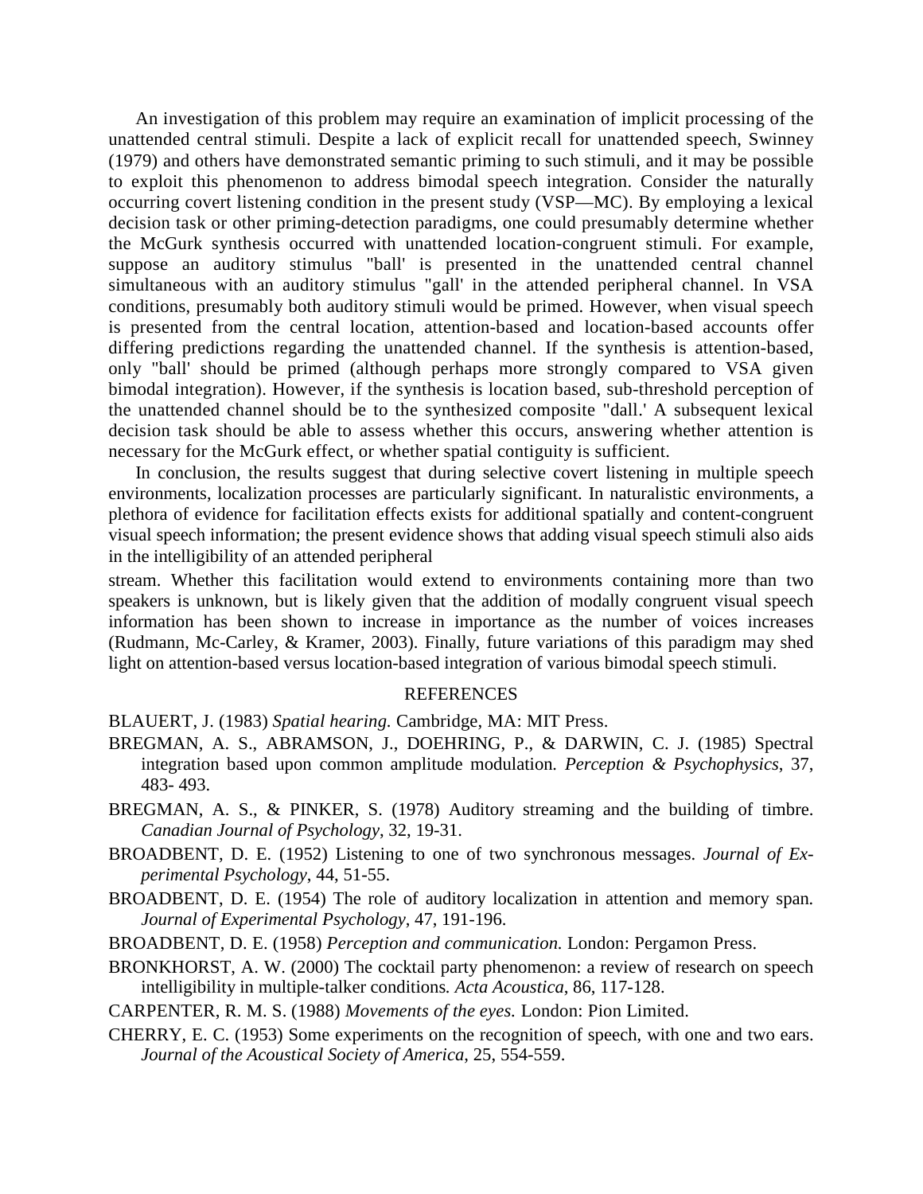An investigation of this problem may require an examination of implicit processing of the unattended central stimuli. Despite a lack of explicit recall for unattended speech, Swinney (1979) and others have demonstrated semantic priming to such stimuli, and it may be possible to exploit this phenomenon to address bimodal speech integration. Consider the naturally occurring covert listening condition in the present study (VSP—MC). By employing a lexical decision task or other priming-detection paradigms, one could presumably determine whether the McGurk synthesis occurred with unattended location-congruent stimuli. For example, suppose an auditory stimulus "ball' is presented in the unattended central channel simultaneous with an auditory stimulus "gall' in the attended peripheral channel. In VSA conditions, presumably both auditory stimuli would be primed. However, when visual speech is presented from the central location, attention-based and location-based accounts offer differing predictions regarding the unattended channel. If the synthesis is attention-based, only "ball' should be primed (although perhaps more strongly compared to VSA given bimodal integration). However, if the synthesis is location based, sub-threshold perception of the unattended channel should be to the synthesized composite "dall.' A subsequent lexical decision task should be able to assess whether this occurs, answering whether attention is necessary for the McGurk effect, or whether spatial contiguity is sufficient.

In conclusion, the results suggest that during selective covert listening in multiple speech environments, localization processes are particularly significant. In naturalistic environments, a plethora of evidence for facilitation effects exists for additional spatially and content-congruent visual speech information; the present evidence shows that adding visual speech stimuli also aids in the intelligibility of an attended peripheral stream. Whether this facilitation would extend to environments containing more than two speakers is unknown, but is likely given that the addition of modally congruent visual speech information has been shown to increase in importance as the number of voices increases (Rudmann, Mc-Carley, & Kramer, 2003). Finally, future variations of this paradigm may shed light on attention-based versus location-based integration of various bimodal speech stimuli.

## REFERENCES

BLAUERT, J. (1983) *Spatial hearing.* Cambridge, MA: MIT Press.

BREGMAN, A. S., ABRAMSON, J., DOEHRING, P., & DARWIN, C. J. (1985) Spectral integration based upon common amplitude modulation. *Perception & Psychophysics*, 37, 483- 493.

BREGMAN, A. S., & PINKER, S. (1978) Auditory streaming and the building of timbre. *Canadian Journal of Psychology*, 32, 19-31.

BROADBENT, D. E. (1952) Listening to one of two synchronous messages. *Journal of Experimental Psychology*, 44, 51-55.

BROADBENT, D. E. (1954) The role of auditory localization in attention and memory span. *Journal of Experimental Psychology*, 47, 191-196.

BROADBENT, D. E. (1958) *Perception and communication.* London: Pergamon Press.

BRONKHORST, A. W. (2000) The cocktail party phenomenon: a review of research on speech intelligibility in multiple-talker conditions. *Acta Acoustica*, 86, 117-128.

CARPENTER, R. M. S. (1988) *Movements of the eyes.* London: Pion Limited.

CHERRY, E. C. (1953) Some experiments on the recognition of speech, with one and two ears. *Journal of the Acoustical Society of America*, 25, 554-559.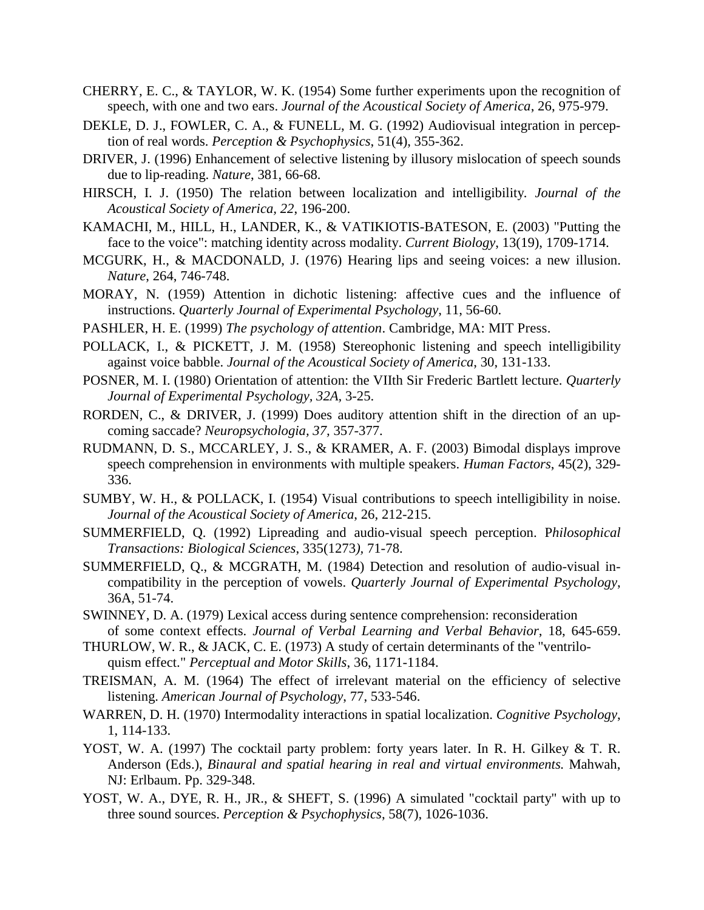CHERRY, E. C., & TAYLOR, W. K. (1954) Some further experiments upon the recognition of speech, with one and two ears. *Journal of the Acoustical Society of America*, 26, 975-979.

DEKLE, D. J., FOWLER, C. A., & FUNELL, M. G. (1992) Audiovisual integration in perception of real words. *Perception & Psychophysics*, 51(4), 355-362.

DRIVER, J. (1996) Enhancement of selective listening by illusory mislocation of speech sounds due to lip-reading. *Nature*, 381, 66-68.

HIRSCH, I. J. (1950) The relation between localization and intelligibility. *Journal of the Acoustical Society of America, 22*, 196-200.

KAMACHI, M., HILL, H., LANDER, K., & VATIKIOTIS-BATESON, E. (2003) "Putting the face to the voice": matching identity across modality. *Current Biology*, 13(19), 1709-1714.

MCGURK, H., & MACDONALD, J. (1976) Hearing lips and seeing voices: a new illusion. *Nature*, 264, 746-748.

MORAY, N. (1959) Attention in dichotic listening: affective cues and the influence of instructions. *Quarterly Journal of Experimental Psychology*, 11, 56-60.

PASHLER, H. E. (1999) *The psychology of attention*. Cambridge, MA: MIT Press.

POLLACK, I., & PICKETT, J. M. (1958) Stereophonic listening and speech intelligibility against voice babble. *Journal of the Acoustical Society of America*, 30, 131-133.

POSNER, M. I. (1980) Orientation of attention: the VIIth Sir Frederic Bartlett lecture. *Quarterly Journal of Experimental Psychology, 32A*, 3-25.

RORDEN, C., & DRIVER, J. (1999) Does auditory attention shift in the direction of an upcoming saccade? *Neuropsychologia, 37*, 357-377.

RUDMANN, D. S., MCCARLEY, J. S., & KRAMER, A. F. (2003) Bimodal displays improve speech comprehension in environments with multiple speakers. *Human Factors*, 45(2), 329-336.

SUMBY, W. H., & POLLACK, I. (1954) Visual contributions to speech intelligibility in noise. *Journal of the Acoustical Society of America*, 26, 212-215.

SUMMERFIELD, Q. (1992) Lipreading and audio-visual speech perception. P*hilosophical Transactions: Biological Sciences*, 335(1273*)*, 71-78.

SUMMERFIELD, Q., & MCGRATH, M. (1984) Detection and resolution of audio-visual incompatibility in the perception of vowels. *Quarterly Journal of Experimental Psychology*, 36A, 51-74.

SWINNEY, D. A. (1979) Lexical access during sentence comprehension: reconsideration of some context effects. *Journal of Verbal Learning and Verbal Behavior*, 18, 645-659.

THURLOW, W. R., & JACK, C. E. (1973) A study of certain determinants of the "ventriloquism effect." *Perceptual and Motor Skills*, 36, 1171-1184.

TREISMAN, A. M. (1964) The effect of irrelevant material on the efficiency of selective listening. *American Journal of Psychology*, 77, 533-546.

WARREN, D. H. (1970) Intermodality interactions in spatial localization. *Cognitive Psychology*, 1, 114-133.

YOST, W. A. (1997) The cocktail party problem: forty years later. In R. H. Gilkey & T. R. Anderson (Eds.), *Binaural and spatial hearing in real and virtual environments.* Mahwah, NJ: Erlbaum. Pp. 329-348.

YOST, W. A., DYE, R. H., JR., & SHEFT, S. (1996) A simulated "cocktail party" with up to three sound sources. *Perception & Psychophysics*, 58(7), 1026-1036.